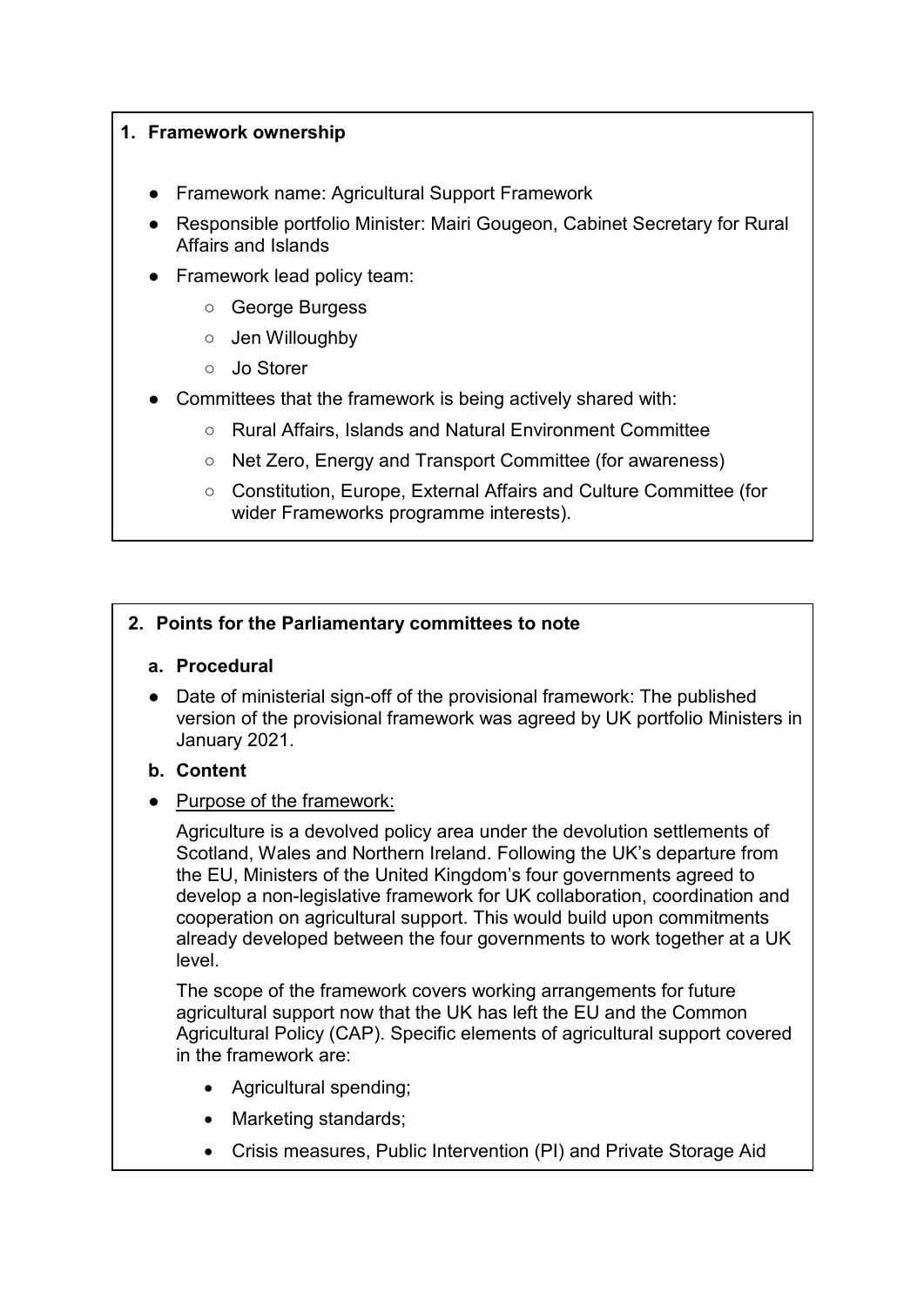## 1. Framework ownership

- Framework name: Agricultural Support Framework
- Responsible portfolio Minister: Mairi Gougeon, Cabinet Secretary for Rural Affairs and Islands
- Framework lead policy team:
  - George Burgess
  - Jen Willoughby
  - Jo Storer
- Committees that the framework is being actively shared with:
  - Rural Affairs, Islands and Natural Environment Committee
  - Net Zero, Energy and Transport Committee (for awareness)
  - Constitution, Europe, External Affairs and Culture Committee (for wider Frameworks programme interests).

## 2. Points for the Parliamentary committees to note

### a. Procedural

- Date of ministerial sign-off of the provisional framework: The published version of the provisional framework was agreed by UK portfolio Ministers in January 2021.

### b. Content

- Purpose of the framework:

  Agriculture is a devolved policy area under the devolution settlements of Scotland, Wales and Northern Ireland. Following the UK's departure from the EU, Ministers of the United Kingdom's four governments agreed to develop a non-legislative framework for UK collaboration, coordination and cooperation on agricultural support. This would build upon commitments already developed between the four governments to work together at a UK level.

  The scope of the framework covers working arrangements for future agricultural support now that the UK has left the EU and the Common Agricultural Policy (CAP). Specific elements of agricultural support covered in the framework are:

  - Agricultural spending;
  - Marketing standards;
  - Crisis measures, Public Intervention (PI) and Private Storage Aid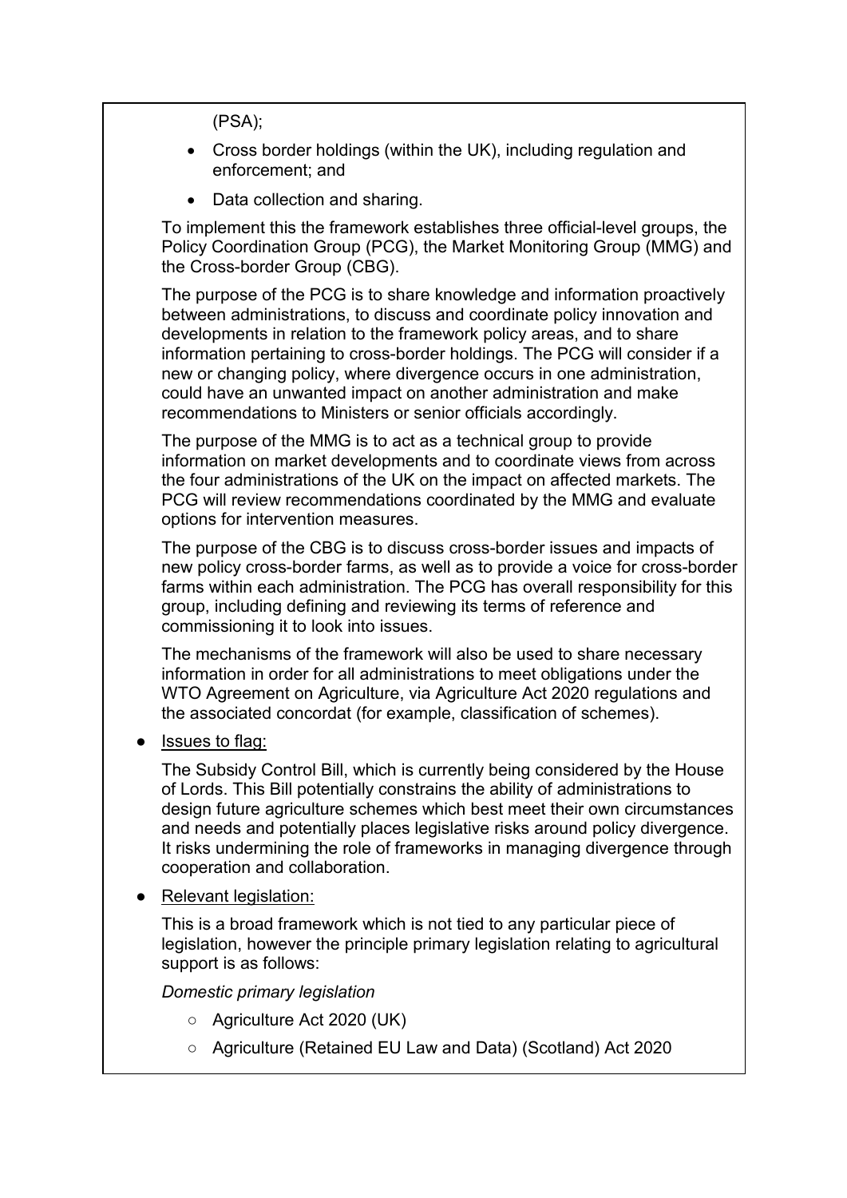(PSA);

- Cross border holdings (within the UK), including regulation and enforcement; and
- Data collection and sharing.

To implement this the framework establishes three official-level groups, the Policy Coordination Group (PCG), the Market Monitoring Group (MMG) and the Cross-border Group (CBG).

The purpose of the PCG is to share knowledge and information proactively between administrations, to discuss and coordinate policy innovation and developments in relation to the framework policy areas, and to share information pertaining to cross-border holdings. The PCG will consider if a new or changing policy, where divergence occurs in one administration, could have an unwanted impact on another administration and make recommendations to Ministers or senior officials accordingly.

The purpose of the MMG is to act as a technical group to provide information on market developments and to coordinate views from across the four administrations of the UK on the impact on affected markets. The PCG will review recommendations coordinated by the MMG and evaluate options for intervention measures.

The purpose of the CBG is to discuss cross-border issues and impacts of new policy cross-border farms, as well as to provide a voice for cross-border farms within each administration. The PCG has overall responsibility for this group, including defining and reviewing its terms of reference and commissioning it to look into issues.

The mechanisms of the framework will also be used to share necessary information in order for all administrations to meet obligations under the WTO Agreement on Agriculture, via Agriculture Act 2020 regulations and the associated concordat (for example, classification of schemes).

- Issues to flag:

  The Subsidy Control Bill, which is currently being considered by the House of Lords. This Bill potentially constrains the ability of administrations to design future agriculture schemes which best meet their own circumstances and needs and potentially places legislative risks around policy divergence. It risks undermining the role of frameworks in managing divergence through cooperation and collaboration.

- Relevant legislation:

  This is a broad framework which is not tied to any particular piece of legislation, however the principle primary legislation relating to agricultural support is as follows:

  *Domestic primary legislation*

  - Agriculture Act 2020 (UK)
  - Agriculture (Retained EU Law and Data) (Scotland) Act 2020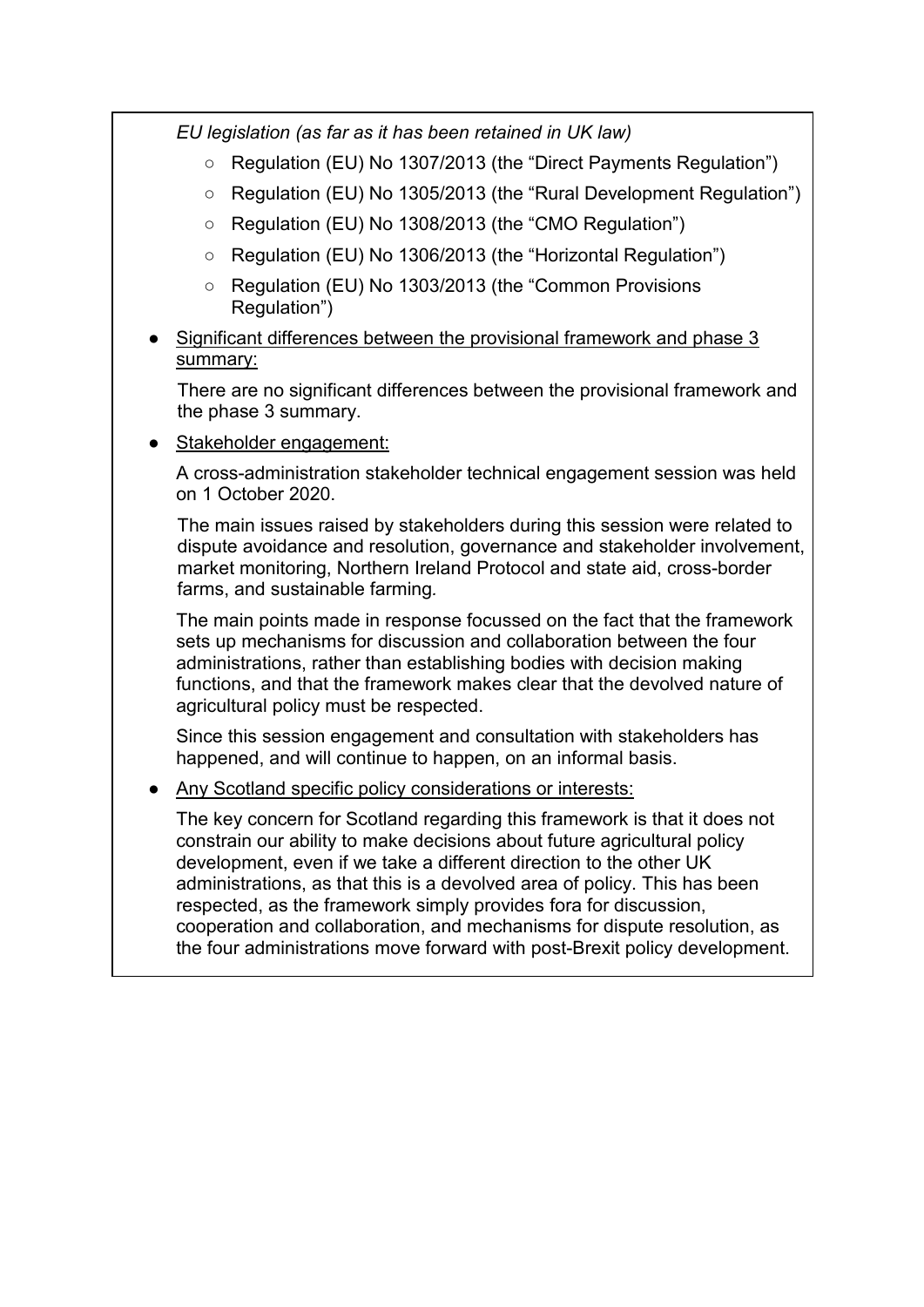*EU legislation (as far as it has been retained in UK law)*

- Regulation (EU) No 1307/2013 (the "Direct Payments Regulation")
- Regulation (EU) No 1305/2013 (the "Rural Development Regulation")
- Regulation (EU) No 1308/2013 (the "CMO Regulation")
- Regulation (EU) No 1306/2013 (the "Horizontal Regulation")
- Regulation (EU) No 1303/2013 (the "Common Provisions Regulation")

- Significant differences between the provisional framework and phase 3 summary:

  There are no significant differences between the provisional framework and the phase 3 summary.

- Stakeholder engagement:

  A cross-administration stakeholder technical engagement session was held on 1 October 2020.

  The main issues raised by stakeholders during this session were related to dispute avoidance and resolution, governance and stakeholder involvement, market monitoring, Northern Ireland Protocol and state aid, cross-border farms, and sustainable farming.

  The main points made in response focussed on the fact that the framework sets up mechanisms for discussion and collaboration between the four administrations, rather than establishing bodies with decision making functions, and that the framework makes clear that the devolved nature of agricultural policy must be respected.

  Since this session engagement and consultation with stakeholders has happened, and will continue to happen, on an informal basis.

- Any Scotland specific policy considerations or interests:

  The key concern for Scotland regarding this framework is that it does not constrain our ability to make decisions about future agricultural policy development, even if we take a different direction to the other UK administrations, as that this is a devolved area of policy. This has been respected, as the framework simply provides fora for discussion, cooperation and collaboration, and mechanisms for dispute resolution, as the four administrations move forward with post-Brexit policy development.